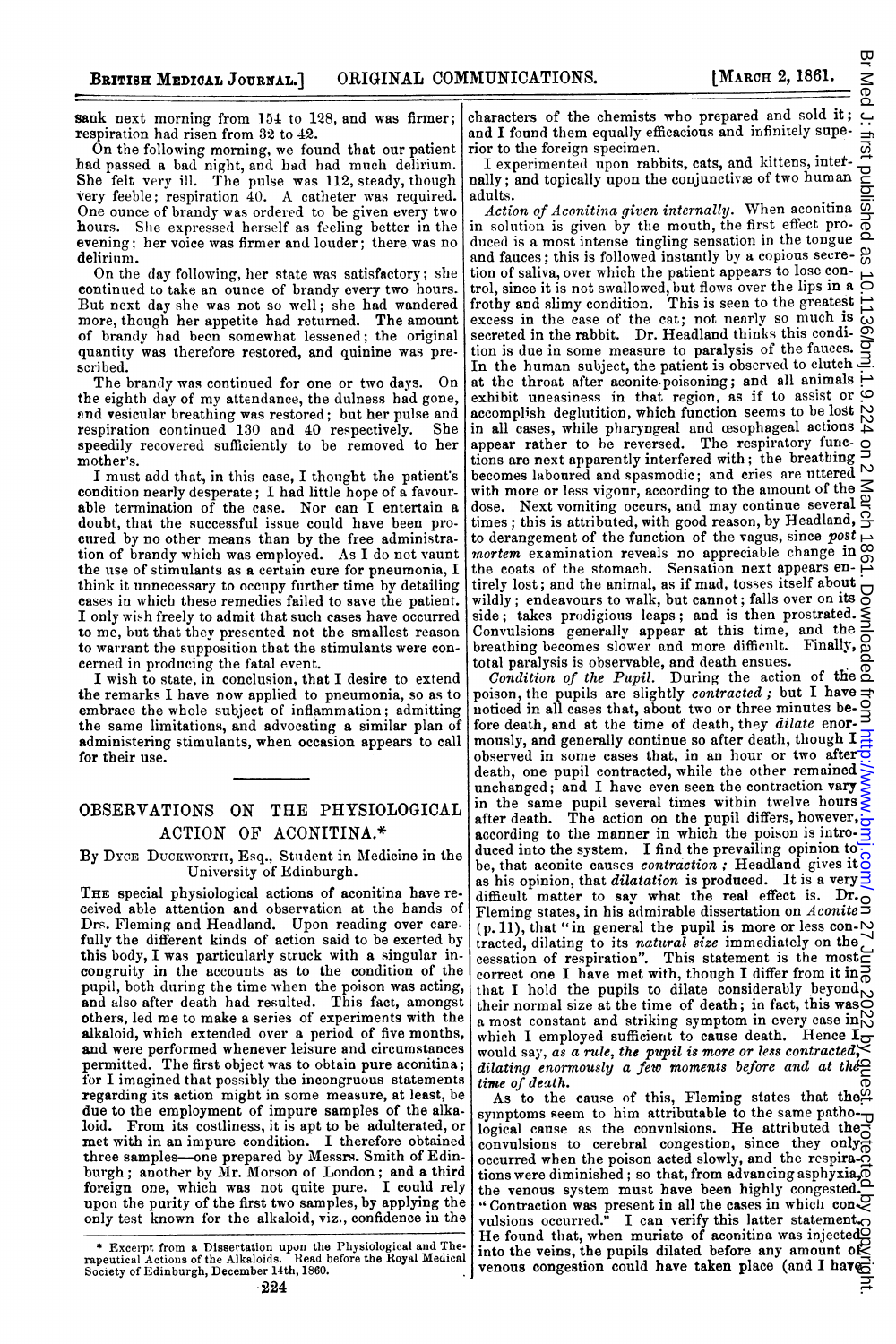sank next morning from 154 to 128, and was firmer; respiration had risen from 32 to 42.

On the following morning, we found that our patient had passed a bad night, and had had much delirium. She felt very ill. The pulse was 112, steady, though very feeble; respiration 40. A catheter was required. One ounce of brandy was ordered to be given every two hours. She expressed herself as feeling better in the evening; her voice was firmer and louder; there was no delirium.

On the day following, her state was satisfactory; she continued to take an ounce of brandy every two hours. But next day she was not so well; she had wandered more, though her appetite had returned. The amount of brandy had been somewhat lessened; the original quantity was therefore restored, and quinine was prescribed.

The brandy was continued for one or two days. On the eighth day of my attendance, the dulness had gone, and vesicular breathing was restored; but her pulse and respiration continued 130 and 40 respectively. She speedily recovered sufficiently to be removed to her mother's.

I must add that, in this case, I thought the patient's condition nearly desperate; I had little hope of a favourable termination of the case. Nor can I entertain a doubt, that the successful issue could have been procured by no other means than by the free administration of brandy which was employed. As I do not vaunt the use of stimulants as a certain cure for pneumonia, I think it unnecessary to occupy further time by detailing cases in which these remedies failed to save the patient. I only wish freely to admit that such cases have occurred to me, but that they presented not the smallest reason to warrant the supposition that the stimulants were concerned in producing the fatal event.

I wish to state, in conclusion, that I desire to extend the remarks I have now applied to pneumonia, so as to embrace the whole subject of inflammation; admitting the same limitations, and advocating a similar plan of administering stimulants, when occasion appears to call for their use.

## OBSERVATIONS ON THE PHYSIOLOGICAL ACTION OF ACONITINA.*

By Dyce Duckworth, Esq., Student in Medicine in the University of Edinburgh.

The special physiological actions of aconitina have received able attention and observation at the hands of Drs. Fleming and Headland. Upon reading over carefully the different kinds of action said to be exerted by this body, I was particularly struck with a singular incongruity in the accounts as to the condition of the pupil, both during the time when the poison was acting, and also after death had resulted. This fact, amongst others, led me to make a series of experiments with the alkaloid, which extended over a period of five months, and were performed whenever leisure and circumstances permitted. The first object was to obtain pure aconitina; for I imagined that possibly the incongruous statements regarding its action might in some measure, at least, be due to the employment of impure samples of the alkaloid. From its costliness, it is apt to be adulterated, or met with in an impure condition. I therefore obtained three samples—one prepared by Messrs. Smith of Edinburgh; another by Mr. Morson of London; and a third foreign one, which was not quite pure. I could rely upon the purity of the first two samples, by applying the only test known for the alkaloid, viz., confidence in the characters of the chemists who prepared and sold it; and I found them equally efficacious and infinitely superior to the foreign specimen.

I experimented upon rabbits, cats, and kittens, internally; and topically upon the conjunctivæ of two human adults.

*Action of Aconitina given internally.* When aconitina in solution is given by the mouth, the first effect produced is a most intense tingling sensation in the tongue and fauces; this is followed instantly by a copious secretion of saliva, over which the patient appears to lose control, since it is not swallowed, but flows over the lips in a frothy and slimy condition. This is seen to the greatest excess in the case of the cat; not nearly so much is secreted in the rabbit. Dr. Headland thinks this condition is due in some measure to paralysis of the fauces. In the human subject, the patient is observed to clutch at the throat after aconite-poisoning; and all animals exhibit uneasiness in that region, as if to assist or accomplish deglutition, which function seems to be lost in all cases, while pharyngeal and œsophageal actions appear rather to be reversed. The respiratory functions are next apparently interfered with; the breathing becomes laboured and spasmodic; and cries are uttered with more or less vigour, according to the amount of the dose. Next vomiting occurs, and may continue several times; this is attributed, with good reason, by Headland, to derangement of the function of the vagus, since *post mortem* examination reveals no appreciable change in the coats of the stomach. Sensation next appears entirely lost; and the animal, as if mad, tosses itself about wildly; endeavours to walk, but cannot; falls over on its side; takes prodigious leaps; and is then prostrated. Convulsions generally appear at this time, and the breathing becomes slower and more difficult. Finally, total paralysis is observable, and death ensues.

*Condition of the Pupil.* During the action of the poison, the pupils are slightly *contracted*; but I have noticed in all cases that, about two or three minutes before death, and at the time of death, they *dilate* enormously, and generally continue so after death, though I observed in some cases that, in an hour or two after death, one pupil contracted, while the other remained unchanged; and I have even seen the contraction vary in the same pupil several times within twelve hours after death. The action on the pupil differs, however, according to the manner in which the poison is introduced into the system. I find the prevailing opinion to be, that aconite causes *contraction*; Headland gives it as his opinion, that *dilatation* is produced. It is a very difficult matter to say what the real effect is. Dr. Fleming states, in his admirable dissertation on *Aconite* (p. 11), that "in general the pupil is more or less contracted, dilating to its *natural size* immediately on the cessation of respiration". This statement is the most correct one I have met with, though I differ from it in that I hold the pupils to dilate considerably beyond their normal size at the time of death; in fact, this was a most constant and striking symptom in every case in which I employed sufficient to cause death. Hence I would say, *as a rule, the pupil is more or less contracted, dilating enormously a few moments before and at the time of death.*

As to the cause of this, Fleming states that the symptoms seem to him attributable to the same pathological cause as the convulsions. He attributed the convulsions to cerebral congestion, since they only occurred when the poison acted slowly, and the respirations were diminished; so that, from advancing asphyxia, the venous system must have been highly congested. "Contraction was present in all the cases in which convulsions occurred." I can verify this latter statement. He found that, when muriate of aconitina was injected into the veins, the pupils dilated before any amount of venous congestion could have taken place (and I have

\* Excerpt from a Dissertation upon the Physiological and Therapeutical Actions of the Alkaloids. Read before the Royal Medical Society of Edinburgh, December 14th, 1860.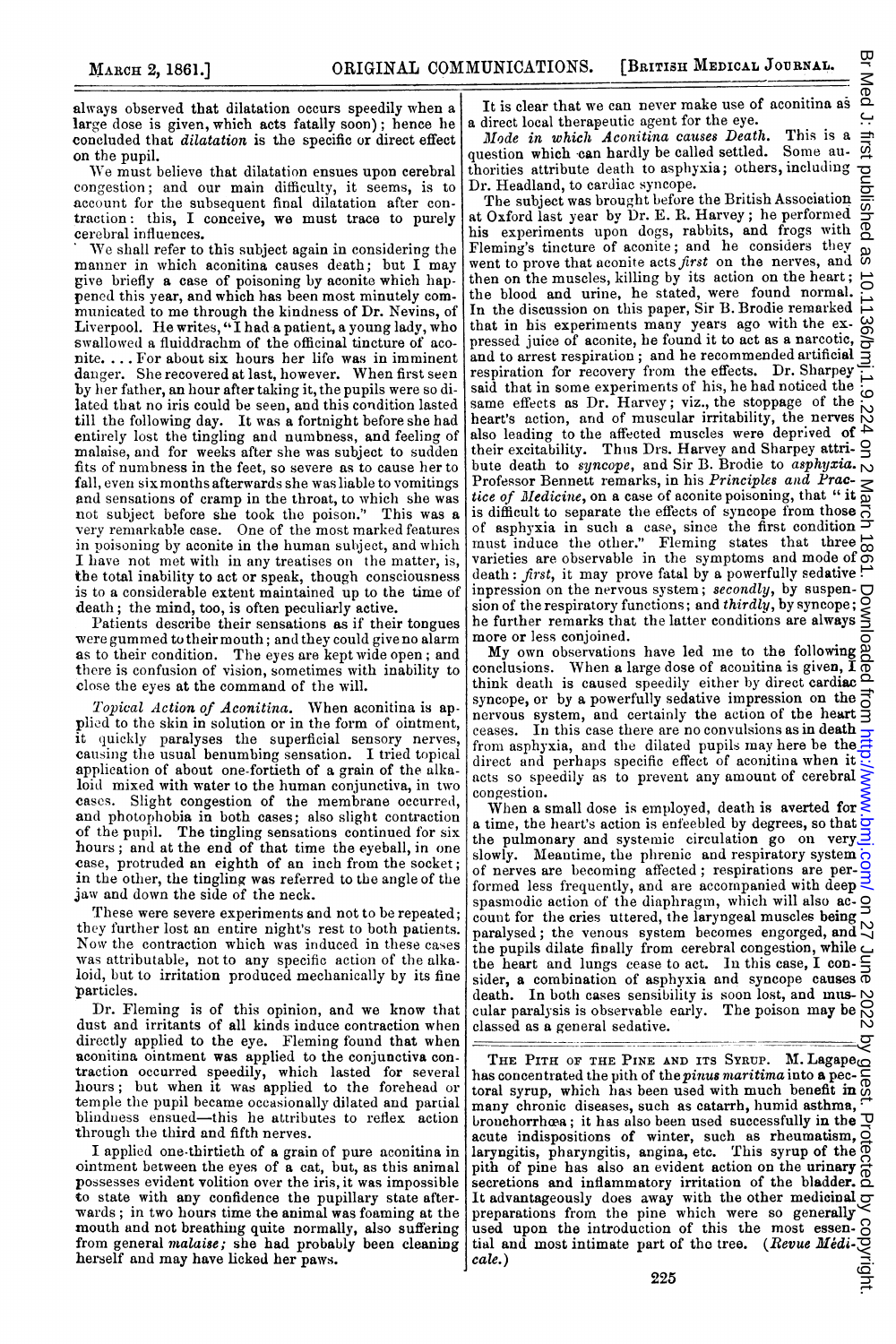always observed that dilatation occurs speedily when a large dose is given, which acts fatally soon); hence he concluded that *dilatation* is the specific or direct effect on the pupil.

We must believe that dilatation ensues upon cerebral congestion; and our main difficulty, it seems, is to account for the subsequent final dilatation after contraction: this, I conceive, we must trace to purely cerebral influences.

We shall refer to this subject again in considering the manner in which aconitina causes death; but I may give briefly a case of poisoning by aconite which happened this year, and which has been most minutely communicated to me through the kindness of Dr. Nevins, of Liverpool. He writes, "I had a patient, a young lady, who swallowed a fluidrachm of the officinal tincture of aconite. . . . For about six hours her life was in imminent danger. She recovered at last, however. When first seen by her father, an hour after taking it, the pupils were so dilated that no iris could be seen, and this condition lasted till the following day. It was a fortnight before she had entirely lost the tingling and numbness, and feeling of malaise, and for weeks after she was subject to sudden fits of numbness in the feet, so severe as to cause her to fall, even six months afterwards she was liable to vomitings and sensations of cramp in the throat, to which she was not subject before she took the poison." This was a very remarkable case. One of the most marked features in poisoning by aconite in the human subject, and which I have not met with in any treatises on the matter, is, the total inability to act or speak, though consciousness is to a considerable extent maintained up to the time of death; the mind, too, is often peculiarly active.

Patients describe their sensations as if their tongues were gummed to their mouth; and they could give no alarm as to their condition. The eyes are kept wide open; and there is confusion of vision, sometimes with inability to close the eyes at the command of the will.

*Topical Action of Aconitina.* When aconitina is applied to the skin in solution or in the form of ointment, it quickly paralyses the superficial sensory nerves, causing the usual benumbing sensation. I tried topical application of about one-fortieth of a grain of the alkaloid mixed with water to the human conjunctiva, in two cases. Slight congestion of the membrane occurred, and photophobia in both cases; also slight contraction of the pupil. The tingling sensations continued for six hours; and at the end of that time the eyeball, in one case, protruded an eighth of an inch from the socket; in the other, the tingling was referred to the angle of the jaw and down the side of the neck.

These were severe experiments and not to be repeated; they further lost an entire night's rest to both patients. Now the contraction which was induced in these cases was attributable, not to any specific action of the alkaloid, but to irritation produced mechanically by its fine particles.

Dr. Fleming is of this opinion, and we know that dust and irritants of all kinds induce contraction when directly applied to the eye. Fleming found that when aconitina ointment was applied to the conjunctiva contraction occurred speedily, which lasted for several hours; but when it was applied to the forehead or temple the pupil became occasionally dilated and partial blindness ensued—this he attributes to reflex action through the third and fifth nerves.

I applied one-thirtieth of a grain of pure aconitina in ointment between the eyes of a cat, but, as this animal possesses evident volition over the iris, it was impossible to state with any confidence the pupillary state afterwards; in two hours time the animal was foaming at the mouth and not breathing quite normally, also suffering from general *malaise;* she had probably been cleaning herself and may have licked her paws.

It is clear that we can never make use of aconitina as a direct local therapeutic agent for the eye.

*Mode in which Aconitina causes Death.* This is a question which can hardly be called settled. Some authorities attribute death to asphyxia; others, including Dr. Headland, to cardiac syncope.

The subject was brought before the British Association at Oxford last year by Dr. E. R. Harvey; he performed his experiments upon dogs, rabbits, and frogs with Fleming's tincture of aconite; and he considers they went to prove that aconite acts *first* on the nerves, and then on the muscles, killing by its action on the heart; the blood and urine, he stated, were found normal. In the discussion on this paper, Sir B. Brodie remarked that in his experiments many years ago with the expressed juice of aconite, he found it to act as a narcotic, and to arrest respiration; and he recommended artificial respiration for recovery from the effects. Dr. Sharpey said that in some experiments of his, he had noticed the same effects as Dr. Harvey; viz., the stoppage of the heart's action, and of muscular irritability, the nerves also leading to the affected muscles were deprived of their excitability. Thus Drs. Harvey and Sharpey attribute death to *syncope*, and Sir B. Brodie to *asphyxia.* Professor Bennett remarks, in his *Principles and Practice of Medicine*, on a case of aconite poisoning, that "it is difficult to separate the effects of syncope from those of asphyxia in such a case, since the first condition must induce the other." Fleming states that three varieties are observable in the symptoms and mode of death: *first,* it may prove fatal by a powerfully sedative impression on the nervous system; *secondly,* by suspension of the respiratory functions; and *thirdly,* by syncope; he further remarks that the latter conditions are always more or less conjoined.

My own observations have led me to the following conclusions. When a large dose of aconitina is given, I think death is caused speedily either by direct cardiac syncope, or by a powerfully sedative impression on the nervous system, and certainly the action of the heart ceases. In this case there are no convulsions as in death from asphyxia, and the dilated pupils may here be the direct and perhaps specific effect of aconitina when it acts so speedily as to prevent any amount of cerebral congestion.

When a small dose is employed, death is averted for a time, the heart's action is enfeebled by degrees, so that the pulmonary and systemic circulation go on very slowly. Meantime, the phrenic and respiratory system of nerves are becoming affected; respirations are performed less frequently, and are accompanied with deep spasmodic action of the diaphragm, which will also account for the cries uttered, the laryngeal muscles being paralysed; the venous system becomes engorged, and the pupils dilate finally from cerebral congestion, while the heart and lungs cease to act. In this case, I consider, a combination of asphyxia and syncope causes death. In both cases sensibility is soon lost, and muscular paralysis is observable early. The poison may be classed as a general sedative.

---

THE PITH OF THE PINE AND ITS SYRUP. M. Lagape has concentrated the pith of the *pinus maritima* into a pectoral syrup, which has been used with much benefit in many chronic diseases, such as catarrh, humid asthma, bronchorrhœa; it has also been used successfully in the acute indispositions of winter, such as rheumatism, laryngitis, pharyngitis, angina, etc. This syrup of the pith of pine has also an evident action on the urinary secretions and inflammatory irritation of the bladder. It advantageously does away with the other medicinal preparations from the pine which were so generally used upon the introduction of this the most essential and most intimate part of the tree. (*Revue Médicale.*)